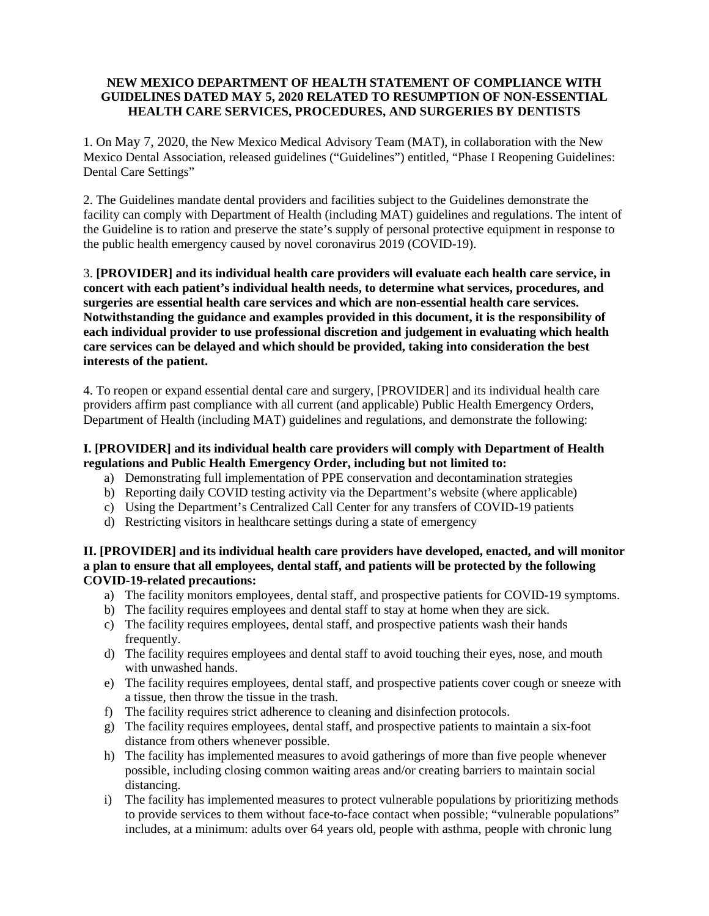**NEW MEXICO DEPARTMENT OF HEALTH STATEMENT OF COMPLIANCE WITH GUIDELINES DATED MAY 5, 2020 RELATED TO RESUMPTION OF NON-ESSENTIAL HEALTH CARE SERVICES, PROCEDURES, AND SURGERIES BY DENTISTS**

1. On May 7, 2020, the New Mexico Medical Advisory Team (MAT), in collaboration with the New Mexico Dental Association, released guidelines ("Guidelines") entitled, "Phase I Reopening Guidelines: Dental Care Settings"

2. The Guidelines mandate dental providers and facilities subject to the Guidelines demonstrate the facility can comply with Department of Health (including MAT) guidelines and regulations. The intent of the Guideline is to ration and preserve the state's supply of personal protective equipment in response to the public health emergency caused by novel coronavirus 2019 (COVID-19).

3. **[PROVIDER] and its individual health care providers will evaluate each health care service, in concert with each patient's individual health needs, to determine what services, procedures, and surgeries are essential health care services and which are non-essential health care services. Notwithstanding the guidance and examples provided in this document, it is the responsibility of each individual provider to use professional discretion and judgement in evaluating which health care services can be delayed and which should be provided, taking into consideration the best interests of the patient.**

4. To reopen or expand essential dental care and surgery, [PROVIDER] and its individual health care providers affirm past compliance with all current (and applicable) Public Health Emergency Orders, Department of Health (including MAT) guidelines and regulations, and demonstrate the following:

**I. [PROVIDER] and its individual health care providers will comply with Department of Health regulations and Public Health Emergency Order, including but not limited to:**

a) Demonstrating full implementation of PPE conservation and decontamination strategies
b) Reporting daily COVID testing activity via the Department's website (where applicable)
c) Using the Department's Centralized Call Center for any transfers of COVID-19 patients
d) Restricting visitors in healthcare settings during a state of emergency

**II. [PROVIDER] and its individual health care providers have developed, enacted, and will monitor a plan to ensure that all employees, dental staff, and patients will be protected by the following COVID-19-related precautions:**

a) The facility monitors employees, dental staff, and prospective patients for COVID-19 symptoms.
b) The facility requires employees and dental staff to stay at home when they are sick.
c) The facility requires employees, dental staff, and prospective patients wash their hands frequently.
d) The facility requires employees and dental staff to avoid touching their eyes, nose, and mouth with unwashed hands.
e) The facility requires employees, dental staff, and prospective patients cover cough or sneeze with a tissue, then throw the tissue in the trash.
f) The facility requires strict adherence to cleaning and disinfection protocols.
g) The facility requires employees, dental staff, and prospective patients to maintain a six-foot distance from others whenever possible.
h) The facility has implemented measures to avoid gatherings of more than five people whenever possible, including closing common waiting areas and/or creating barriers to maintain social distancing.
i) The facility has implemented measures to protect vulnerable populations by prioritizing methods to provide services to them without face-to-face contact when possible; "vulnerable populations" includes, at a minimum: adults over 64 years old, people with asthma, people with chronic lung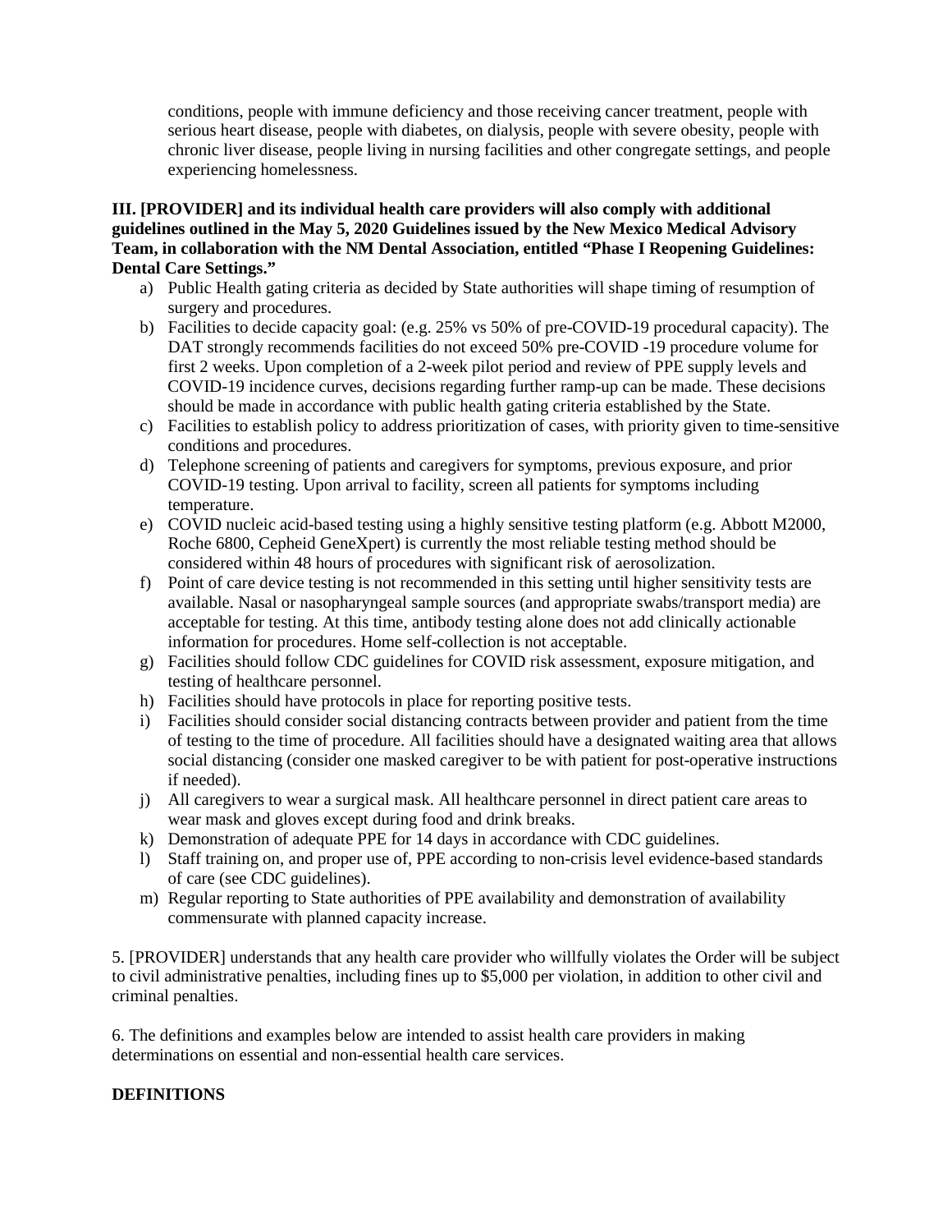conditions, people with immune deficiency and those receiving cancer treatment, people with serious heart disease, people with diabetes, on dialysis, people with severe obesity, people with chronic liver disease, people living in nursing facilities and other congregate settings, and people experiencing homelessness.

**III. [PROVIDER] and its individual health care providers will also comply with additional guidelines outlined in the May 5, 2020 Guidelines issued by the New Mexico Medical Advisory Team, in collaboration with the NM Dental Association, entitled "Phase I Reopening Guidelines: Dental Care Settings."**

a) Public Health gating criteria as decided by State authorities will shape timing of resumption of surgery and procedures.
b) Facilities to decide capacity goal: (e.g. 25% vs 50% of pre-COVID-19 procedural capacity). The DAT strongly recommends facilities do not exceed 50% pre-COVID -19 procedure volume for first 2 weeks. Upon completion of a 2-week pilot period and review of PPE supply levels and COVID-19 incidence curves, decisions regarding further ramp-up can be made. These decisions should be made in accordance with public health gating criteria established by the State.
c) Facilities to establish policy to address prioritization of cases, with priority given to time-sensitive conditions and procedures.
d) Telephone screening of patients and caregivers for symptoms, previous exposure, and prior COVID-19 testing. Upon arrival to facility, screen all patients for symptoms including temperature.
e) COVID nucleic acid-based testing using a highly sensitive testing platform (e.g. Abbott M2000, Roche 6800, Cepheid GeneXpert) is currently the most reliable testing method should be considered within 48 hours of procedures with significant risk of aerosolization.
f) Point of care device testing is not recommended in this setting until higher sensitivity tests are available. Nasal or nasopharyngeal sample sources (and appropriate swabs/transport media) are acceptable for testing. At this time, antibody testing alone does not add clinically actionable information for procedures. Home self-collection is not acceptable.
g) Facilities should follow CDC guidelines for COVID risk assessment, exposure mitigation, and testing of healthcare personnel.
h) Facilities should have protocols in place for reporting positive tests.
i) Facilities should consider social distancing contracts between provider and patient from the time of testing to the time of procedure. All facilities should have a designated waiting area that allows social distancing (consider one masked caregiver to be with patient for post-operative instructions if needed).
j) All caregivers to wear a surgical mask. All healthcare personnel in direct patient care areas to wear mask and gloves except during food and drink breaks.
k) Demonstration of adequate PPE for 14 days in accordance with CDC guidelines.
l) Staff training on, and proper use of, PPE according to non-crisis level evidence-based standards of care (see CDC guidelines).
m) Regular reporting to State authorities of PPE availability and demonstration of availability commensurate with planned capacity increase.

5. [PROVIDER] understands that any health care provider who willfully violates the Order will be subject to civil administrative penalties, including fines up to $5,000 per violation, in addition to other civil and criminal penalties.

6. The definitions and examples below are intended to assist health care providers in making determinations on essential and non-essential health care services.

**DEFINITIONS**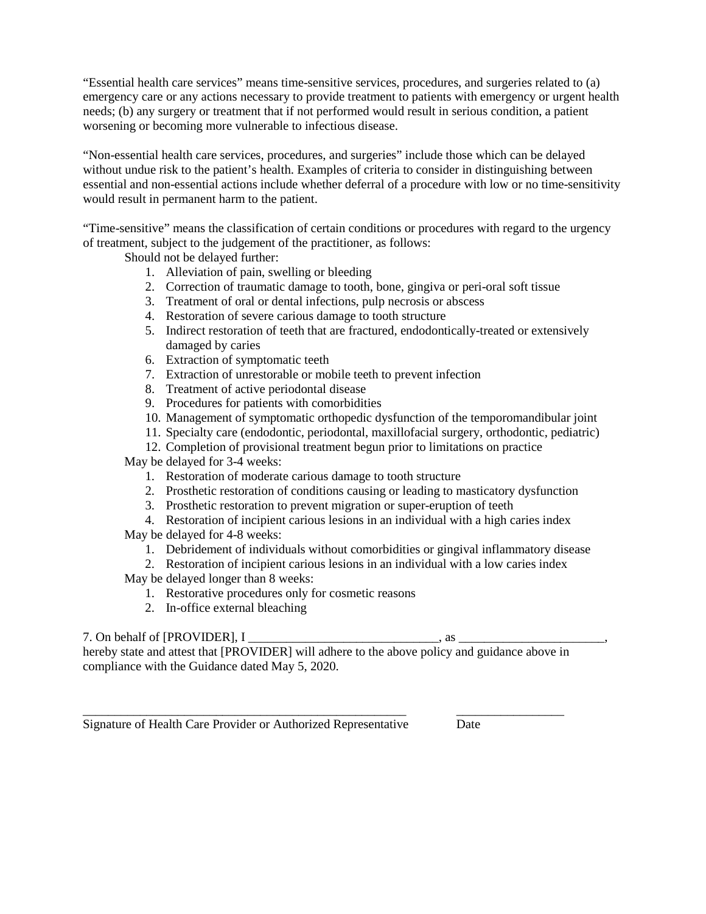"Essential health care services" means time-sensitive services, procedures, and surgeries related to (a) emergency care or any actions necessary to provide treatment to patients with emergency or urgent health needs; (b) any surgery or treatment that if not performed would result in serious condition, a patient worsening or becoming more vulnerable to infectious disease.

"Non-essential health care services, procedures, and surgeries" include those which can be delayed without undue risk to the patient's health. Examples of criteria to consider in distinguishing between essential and non-essential actions include whether deferral of a procedure with low or no time-sensitivity would result in permanent harm to the patient.

"Time-sensitive" means the classification of certain conditions or procedures with regard to the urgency of treatment, subject to the judgement of the practitioner, as follows:

Should not be delayed further:

1. Alleviation of pain, swelling or bleeding
2. Correction of traumatic damage to tooth, bone, gingiva or peri-oral soft tissue
3. Treatment of oral or dental infections, pulp necrosis or abscess
4. Restoration of severe carious damage to tooth structure
5. Indirect restoration of teeth that are fractured, endodontically-treated or extensively damaged by caries
6. Extraction of symptomatic teeth
7. Extraction of unrestorable or mobile teeth to prevent infection
8. Treatment of active periodontal disease
9. Procedures for patients with comorbidities
10. Management of symptomatic orthopedic dysfunction of the temporomandibular joint
11. Specialty care (endodontic, periodontal, maxillofacial surgery, orthodontic, pediatric)
12. Completion of provisional treatment begun prior to limitations on practice

May be delayed for 3-4 weeks:

1. Restoration of moderate carious damage to tooth structure
2. Prosthetic restoration of conditions causing or leading to masticatory dysfunction
3. Prosthetic restoration to prevent migration or super-eruption of teeth
4. Restoration of incipient carious lesions in an individual with a high caries index

May be delayed for 4-8 weeks:

1. Debridement of individuals without comorbidities or gingival inflammatory disease
2. Restoration of incipient carious lesions in an individual with a low caries index

May be delayed longer than 8 weeks:

1. Restorative procedures only for cosmetic reasons
2. In-office external bleaching

7. On behalf of [PROVIDER], I ______________________________, as ______________________, hereby state and attest that [PROVIDER] will adhere to the above policy and guidance above in compliance with the Guidance dated May 5, 2020.

_____________________________________________________ _________________

Signature of Health Care Provider or Authorized Representative Date